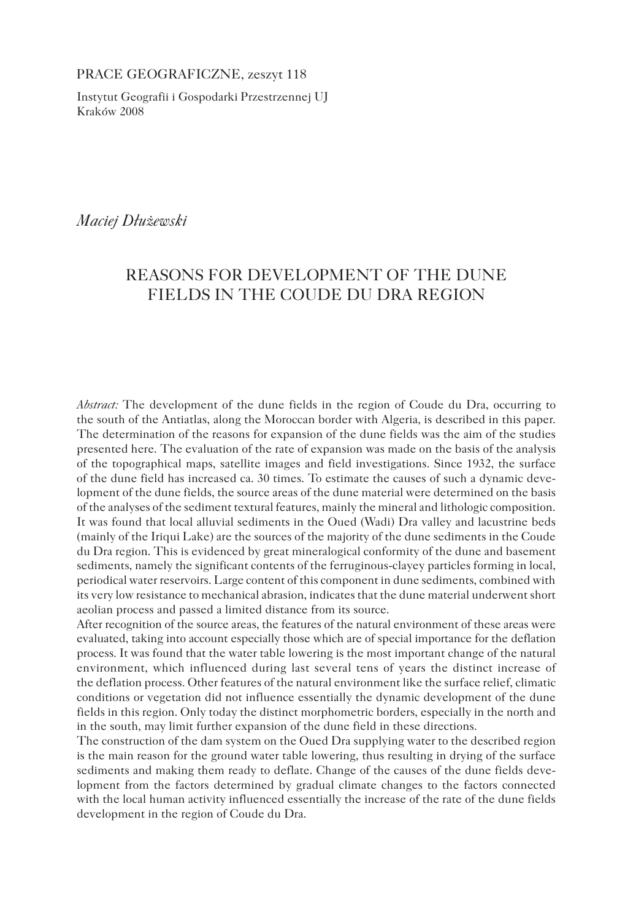PRACE GEOGRAFICZNE, zeszyt 118

Instytut Geografii i Gospodarki Przestrzennej UJ
Kraków 2008

*Maciej Dłużewski*

# REASONS FOR DEVELOPMENT OF THE DUNE FIELDS IN THE COUDE DU DRA REGION

*Abstract:* The development of the dune fields in the region of Coude du Dra, occurring to the south of the Antiatlas, along the Moroccan border with Algeria, is described in this paper. The determination of the reasons for expansion of the dune fields was the aim of the studies presented here. The evaluation of the rate of expansion was made on the basis of the analysis of the topographical maps, satellite images and field investigations. Since 1932, the surface of the dune field has increased ca. 30 times. To estimate the causes of such a dynamic development of the dune fields, the source areas of the dune material were determined on the basis of the analyses of the sediment textural features, mainly the mineral and lithologic composition. It was found that local alluvial sediments in the Oued (Wadi) Dra valley and lacustrine beds (mainly of the Iriqui Lake) are the sources of the majority of the dune sediments in the Coude du Dra region. This is evidenced by great mineralogical conformity of the dune and basement sediments, namely the significant contents of the ferruginous-clayey particles forming in local, periodical water reservoirs. Large content of this component in dune sediments, combined with its very low resistance to mechanical abrasion, indicates that the dune material underwent short aeolian process and passed a limited distance from its source.

After recognition of the source areas, the features of the natural environment of these areas were evaluated, taking into account especially those which are of special importance for the deflation process. It was found that the water table lowering is the most important change of the natural environment, which influenced during last several tens of years the distinct increase of the deflation process. Other features of the natural environment like the surface relief, climatic conditions or vegetation did not influence essentially the dynamic development of the dune fields in this region. Only today the distinct morphometric borders, especially in the north and in the south, may limit further expansion of the dune field in these directions.

The construction of the dam system on the Oued Dra supplying water to the described region is the main reason for the ground water table lowering, thus resulting in drying of the surface sediments and making them ready to deflate. Change of the causes of the dune fields development from the factors determined by gradual climate changes to the factors connected with the local human activity influenced essentially the increase of the rate of the dune fields development in the region of Coude du Dra.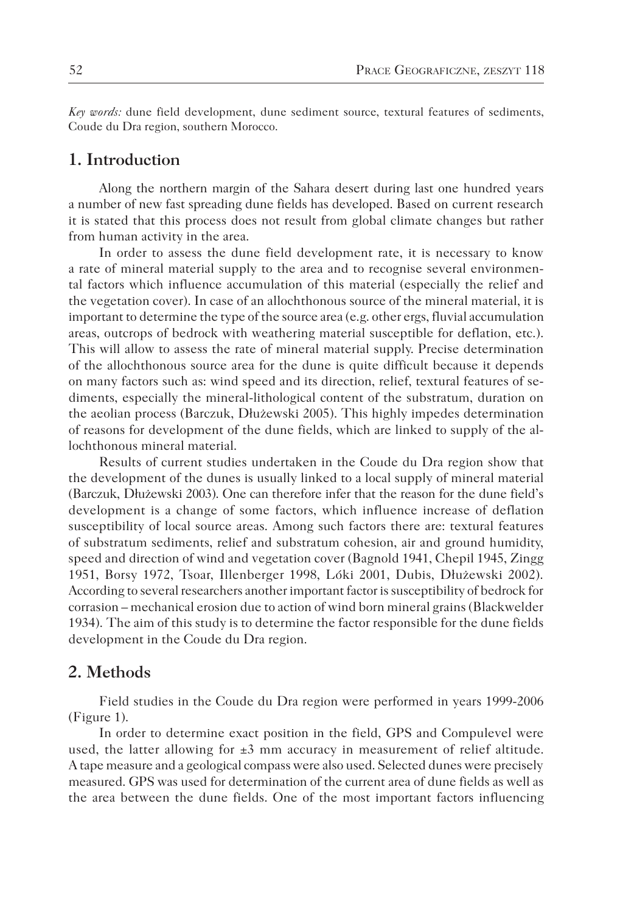*Key words:* dune field development, dune sediment source, textural features of sediments, Coude du Dra region, southern Morocco.

## 1. Introduction

Along the northern margin of the Sahara desert during last one hundred years a number of new fast spreading dune fields has developed. Based on current research it is stated that this process does not result from global climate changes but rather from human activity in the area.

In order to assess the dune field development rate, it is necessary to know a rate of mineral material supply to the area and to recognise several environmental factors which influence accumulation of this material (especially the relief and the vegetation cover). In case of an allochthonous source of the mineral material, it is important to determine the type of the source area (e.g. other ergs, fluvial accumulation areas, outcrops of bedrock with weathering material susceptible for deflation, etc.). This will allow to assess the rate of mineral material supply. Precise determination of the allochthonous source area for the dune is quite difficult because it depends on many factors such as: wind speed and its direction, relief, textural features of sediments, especially the mineral-lithological content of the substratum, duration on the aeolian process (Barczuk, Dłużewski 2005). This highly impedes determination of reasons for development of the dune fields, which are linked to supply of the allochthonous mineral material.

Results of current studies undertaken in the Coude du Dra region show that the development of the dunes is usually linked to a local supply of mineral material (Barczuk, Dłużewski 2003). One can therefore infer that the reason for the dune field's development is a change of some factors, which influence increase of deflation susceptibility of local source areas. Among such factors there are: textural features of substratum sediments, relief and substratum cohesion, air and ground humidity, speed and direction of wind and vegetation cover (Bagnold 1941, Chepil 1945, Zingg 1951, Borsy 1972, Tsoar, Illenberger 1998, Lóki 2001, Dubis, Dłużewski 2002). According to several researchers another important factor is susceptibility of bedrock for corrasion – mechanical erosion due to action of wind born mineral grains (Blackwelder 1934). The aim of this study is to determine the factor responsible for the dune fields development in the Coude du Dra region.

## 2. Methods

Field studies in the Coude du Dra region were performed in years 1999-2006 (Figure 1).

In order to determine exact position in the field, GPS and Compulevel were used, the latter allowing for ±3 mm accuracy in measurement of relief altitude. A tape measure and a geological compass were also used. Selected dunes were precisely measured. GPS was used for determination of the current area of dune fields as well as the area between the dune fields. One of the most important factors influencing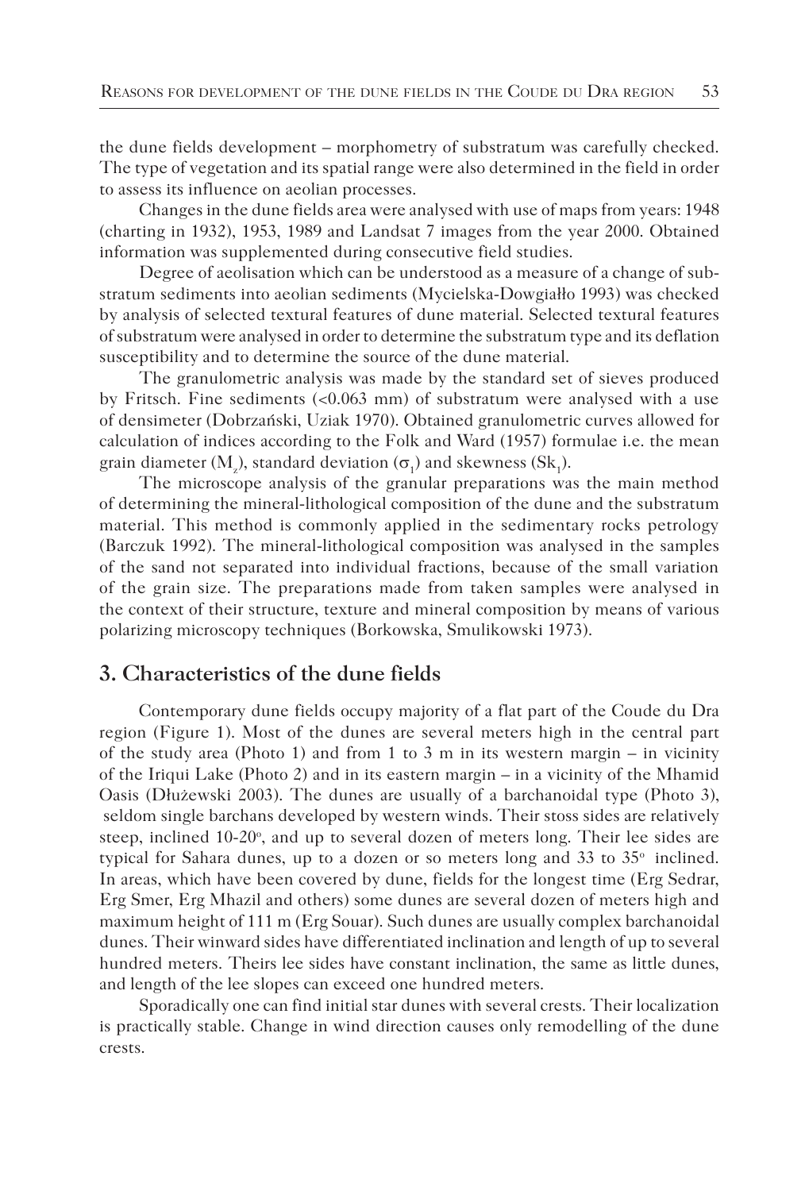the dune fields development – morphometry of substratum was carefully checked. The type of vegetation and its spatial range were also determined in the field in order to assess its influence on aeolian processes.

Changes in the dune fields area were analysed with use of maps from years: 1948 (charting in 1932), 1953, 1989 and Landsat 7 images from the year 2000. Obtained information was supplemented during consecutive field studies.

Degree of aeolisation which can be understood as a measure of a change of substratum sediments into aeolian sediments (Mycielska-Dowgiałło 1993) was checked by analysis of selected textural features of dune material. Selected textural features of substratum were analysed in order to determine the substratum type and its deflation susceptibility and to determine the source of the dune material.

The granulometric analysis was made by the standard set of sieves produced by Fritsch. Fine sediments (<0.063 mm) of substratum were analysed with a use of densimeter (Dobrzański, Uziak 1970). Obtained granulometric curves allowed for calculation of indices according to the Folk and Ward (1957) formulae i.e. the mean grain diameter ($M_z$), standard deviation ($\sigma_1$) and skewness ($Sk_1$).

The microscope analysis of the granular preparations was the main method of determining the mineral-lithological composition of the dune and the substratum material. This method is commonly applied in the sedimentary rocks petrology (Barczuk 1992). The mineral-lithological composition was analysed in the samples of the sand not separated into individual fractions, because of the small variation of the grain size. The preparations made from taken samples were analysed in the context of their structure, texture and mineral composition by means of various polarizing microscopy techniques (Borkowska, Smulikowski 1973).

## 3. Characteristics of the dune fields

Contemporary dune fields occupy majority of a flat part of the Coude du Dra region (Figure 1). Most of the dunes are several meters high in the central part of the study area (Photo 1) and from 1 to 3 m in its western margin – in vicinity of the Iriqui Lake (Photo 2) and in its eastern margin – in a vicinity of the Mhamid Oasis (Dłużewski 2003). The dunes are usually of a barchanoidal type (Photo 3), seldom single barchans developed by western winds. Their stoss sides are relatively steep, inclined 10-20°, and up to several dozen of meters long. Their lee sides are typical for Sahara dunes, up to a dozen or so meters long and 33 to 35° inclined. In areas, which have been covered by dune, fields for the longest time (Erg Sedrar, Erg Smer, Erg Mhazil and others) some dunes are several dozen of meters high and maximum height of 111 m (Erg Souar). Such dunes are usually complex barchanoidal dunes. Their winward sides have differentiated inclination and length of up to several hundred meters. Theirs lee sides have constant inclination, the same as little dunes, and length of the lee slopes can exceed one hundred meters.

Sporadically one can find initial star dunes with several crests. Their localization is practically stable. Change in wind direction causes only remodelling of the dune crests.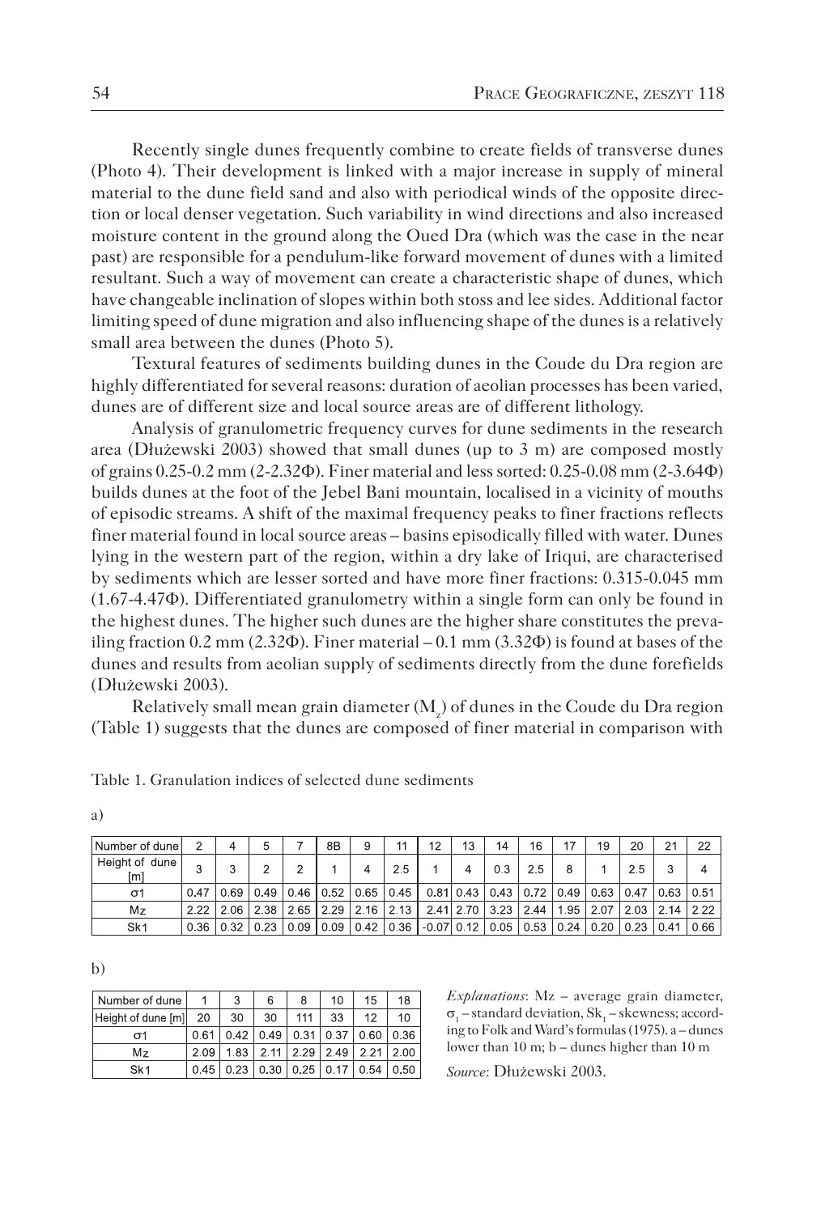Recently single dunes frequently combine to create fields of transverse dunes (Photo 4). Their development is linked with a major increase in supply of mineral material to the dune field sand and also with periodical winds of the opposite direction or local denser vegetation. Such variability in wind directions and also increased moisture content in the ground along the Oued Dra (which was the case in the near past) are responsible for a pendulum-like forward movement of dunes with a limited resultant. Such a way of movement can create a characteristic shape of dunes, which have changeable inclination of slopes within both stoss and lee sides. Additional factor limiting speed of dune migration and also influencing shape of the dunes is a relatively small area between the dunes (Photo 5).

Textural features of sediments building dunes in the Coude du Dra region are highly differentiated for several reasons: duration of aeolian processes has been varied, dunes are of different size and local source areas are of different lithology.

Analysis of granulometric frequency curves for dune sediments in the research area (Dłużewski 2003) showed that small dunes (up to 3 m) are composed mostly of grains 0.25-0.2 mm (2-2.32Φ). Finer material and less sorted: 0.25-0.08 mm (2-3.64Φ) builds dunes at the foot of the Jebel Bani mountain, localised in a vicinity of mouths of episodic streams. A shift of the maximal frequency peaks to finer fractions reflects finer material found in local source areas – basins episodically filled with water. Dunes lying in the western part of the region, within a dry lake of Iriqui, are characterised by sediments which are lesser sorted and have more finer fractions: 0.315-0.045 mm (1.67-4.47Φ). Differentiated granulometry within a single form can only be found in the highest dunes. The higher such dunes are the higher share constitutes the prevailing fraction 0.2 mm (2.32Φ). Finer material – 0.1 mm (3.32Φ) is found at bases of the dunes and results from aeolian supply of sediments directly from the dune forefields (Dłużewski 2003).

Relatively small mean grain diameter ($M_z$) of dunes in the Coude du Dra region (Table 1) suggests that the dunes are composed of finer material in comparison with

Table 1. Granulation indices of selected dune sediments

a)

| Number of dune | 2 | 4 | 5 | 7 | 8B | 9 | 11 | 12 | 13 | 14 | 16 | 17 | 19 | 20 | 21 | 22 |
|---|---|---|---|---|---|---|---|---|---|---|---|---|---|---|---|---|
| Height of dune [m] | 3 | 3 | 2 | 2 | 1 | 4 | 2.5 | 1 | 4 | 0.3 | 2.5 | 8 | 1 | 2.5 | 3 | 4 |
| σ1 | 0.47 | 0.69 | 0.49 | 0.46 | 0.52 | 0.65 | 0.45 | 0.81 | 0.43 | 0.43 | 0.72 | 0.49 | 0.63 | 0.47 | 0.63 | 0.51 |
| Mz | 2.22 | 2.06 | 2.38 | 2.65 | 2.29 | 2.16 | 2.13 | 2.41 | 2.70 | 3.23 | 2.44 | 1.95 | 2.07 | 2.03 | 2.14 | 2.22 |
| Sk1 | 0.36 | 0.32 | 0.23 | 0.09 | 0.09 | 0.42 | 0.36 | -0.07 | 0.12 | 0.05 | 0.53 | 0.24 | 0.20 | 0.23 | 0.41 | 0.66 |

b)

| Number of dune | 1 | 3 | 6 | 8 | 10 | 15 | 18 |
|---|---|---|---|---|---|---|---|
| Height of dune [m] | 20 | 30 | 30 | 111 | 33 | 12 | 10 |
| σ1 | 0.61 | 0.42 | 0.49 | 0.31 | 0.37 | 0.60 | 0.36 |
| Mz | 2.09 | 1.83 | 2.11 | 2.29 | 2.49 | 2.21 | 2.00 |
| Sk1 | 0.45 | 0.23 | 0.30 | 0.25 | 0.17 | 0.54 | 0.50 |

*Explanations*: Mz – average grain diameter, $\sigma_1$ – standard deviation, $Sk_1$ – skewness; according to Folk and Ward's formulas (1975). a – dunes lower than 10 m; b – dunes higher than 10 m

*Source*: Dłużewski 2003.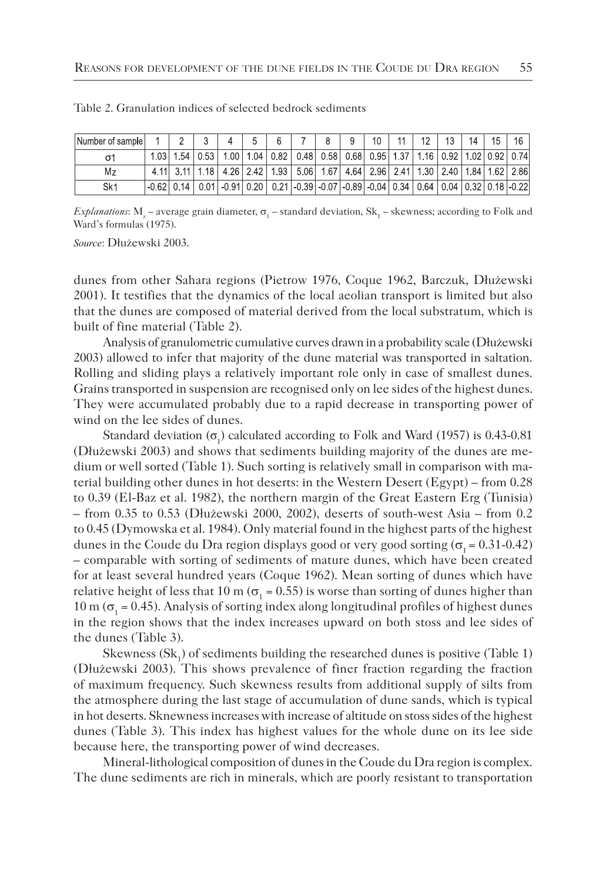Table 2. Granulation indices of selected bedrock sediments

| Number of sample | 1 | 2 | 3 | 4 | 5 | 6 | 7 | 8 | 9 | 10 | 11 | 12 | 13 | 14 | 15 | 16 |
|---|---|---|---|---|---|---|---|---|---|---|---|---|---|---|---|---|
| $\sigma 1$ | 1.03 | 1.54 | 0.53 | 1.00 | 1.04 | 0.82 | 0.48 | 0.58 | 0.68 | 0.95 | 1.37 | 1.16 | 0.92 | 1.02 | 0.92 | 0.74 |
| Mz | 4.11 | 3.11 | 1.18 | 4.26 | 2.42 | 1.93 | 5.06 | 1.67 | 4.64 | 2.96 | 2.41 | 1.30 | 2.40 | 1.84 | 1.62 | 2.86 |
| Sk1 | -0.62 | 0.14 | 0.01 | -0.91 | 0.20 | 0.21 | -0.39 | -0.07 | -0.89 | -0.04 | 0.34 | 0.64 | 0.04 | 0.32 | 0.18 | -0.22 |

*Explanations*: $M_z$ – average grain diameter, $\sigma_1$ – standard deviation, $Sk_1$ – skewness; according to Folk and Ward's formulas (1975).

*Source*: Dłużewski 2003.

dunes from other Sahara regions (Pietrow 1976, Coque 1962, Barczuk, Dłużewski 2001). It testifies that the dynamics of the local aeolian transport is limited but also that the dunes are composed of material derived from the local substratum, which is built of fine material (Table 2).

Analysis of granulometric cumulative curves drawn in a probability scale (Dłużewski 2003) allowed to infer that majority of the dune material was transported in saltation. Rolling and sliding plays a relatively important role only in case of smallest dunes. Grains transported in suspension are recognised only on lee sides of the highest dunes. They were accumulated probably due to a rapid decrease in transporting power of wind on the lee sides of dunes.

Standard deviation ($\sigma_1$) calculated according to Folk and Ward (1957) is 0.43-0.81 (Dłużewski 2003) and shows that sediments building majority of the dunes are medium or well sorted (Table 1). Such sorting is relatively small in comparison with material building other dunes in hot deserts: in the Western Desert (Egypt) – from 0.28 to 0.39 (El-Baz et al. 1982), the northern margin of the Great Eastern Erg (Tunisia) – from 0.35 to 0.53 (Dłużewski 2000, 2002), deserts of south-west Asia – from 0.2 to 0.45 (Dymowska et al. 1984). Only material found in the highest parts of the highest dunes in the Coude du Dra region displays good or very good sorting ($\sigma_1$ = 0.31-0.42) – comparable with sorting of sediments of mature dunes, which have been created for at least several hundred years (Coque 1962). Mean sorting of dunes which have relative height of less that 10 m ($\sigma_1$ = 0.55) is worse than sorting of dunes higher than 10 m ($\sigma_1$ = 0.45). Analysis of sorting index along longitudinal profiles of highest dunes in the region shows that the index increases upward on both stoss and lee sides of the dunes (Table 3).

Skewness ($Sk_1$) of sediments building the researched dunes is positive (Table 1) (Dłużewski 2003). This shows prevalence of finer fraction regarding the fraction of maximum frequency. Such skewness results from additional supply of silts from the atmosphere during the last stage of accumulation of dune sands, which is typical in hot deserts. Sknewness increases with increase of altitude on stoss sides of the highest dunes (Table 3). This index has highest values for the whole dune on its lee side because here, the transporting power of wind decreases.

Mineral-lithological composition of dunes in the Coude du Dra region is complex. The dune sediments are rich in minerals, which are poorly resistant to transportation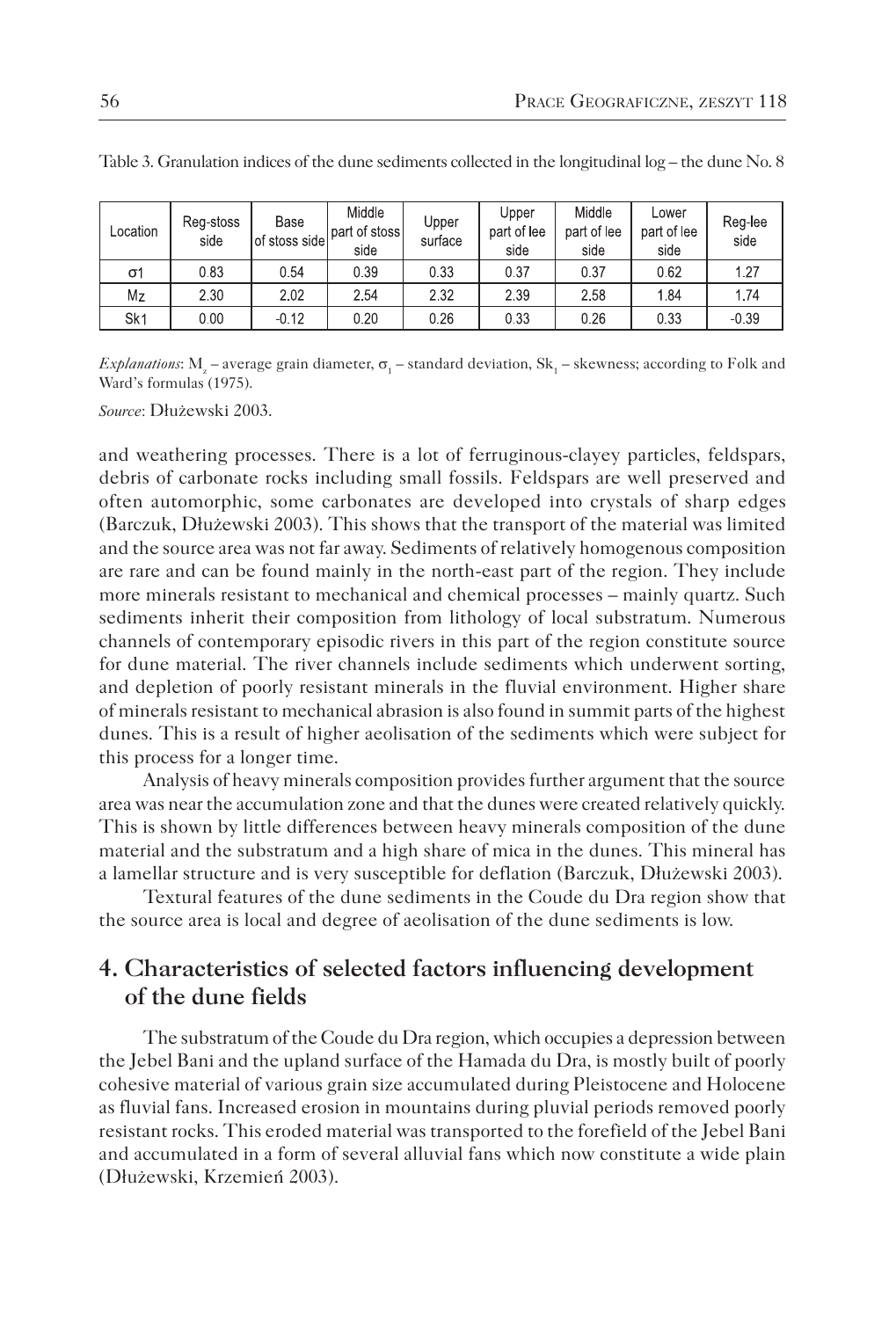Table 3. Granulation indices of the dune sediments collected in the longitudinal log – the dune No. 8

| Location | Reg-stoss side | Base of stoss side | Middle part of stoss side | Upper surface | Upper part of lee side | Middle part of lee side | Lower part of lee side | Reg-lee side |
|---|---|---|---|---|---|---|---|---|
| $\sigma 1$ | 0.83 | 0.54 | 0.39 | 0.33 | 0.37 | 0.37 | 0.62 | 1.27 |
| Mz | 2.30 | 2.02 | 2.54 | 2.32 | 2.39 | 2.58 | 1.84 | 1.74 |
| Sk1 | 0.00 | -0.12 | 0.20 | 0.26 | 0.33 | 0.26 | 0.33 | -0.39 |

*Explanations*: $M_z$ – average grain diameter, $\sigma_1$ – standard deviation, $Sk_1$ – skewness; according to Folk and Ward's formulas (1975).

*Source*: Dłużewski 2003.

and weathering processes. There is a lot of ferruginous-clayey particles, feldspars, debris of carbonate rocks including small fossils. Feldspars are well preserved and often automorphic, some carbonates are developed into crystals of sharp edges (Barczuk, Dłużewski 2003). This shows that the transport of the material was limited and the source area was not far away. Sediments of relatively homogenous composition are rare and can be found mainly in the north-east part of the region. They include more minerals resistant to mechanical and chemical processes – mainly quartz. Such sediments inherit their composition from lithology of local substratum. Numerous channels of contemporary episodic rivers in this part of the region constitute source for dune material. The river channels include sediments which underwent sorting, and depletion of poorly resistant minerals in the fluvial environment. Higher share of minerals resistant to mechanical abrasion is also found in summit parts of the highest dunes. This is a result of higher aeolisation of the sediments which were subject for this process for a longer time.

Analysis of heavy minerals composition provides further argument that the source area was near the accumulation zone and that the dunes were created relatively quickly. This is shown by little differences between heavy minerals composition of the dune material and the substratum and a high share of mica in the dunes. This mineral has a lamellar structure and is very susceptible for deflation (Barczuk, Dłużewski 2003).

Textural features of the dune sediments in the Coude du Dra region show that the source area is local and degree of aeolisation of the dune sediments is low.

## 4. Characteristics of selected factors influencing development of the dune fields

The substratum of the Coude du Dra region, which occupies a depression between the Jebel Bani and the upland surface of the Hamada du Dra, is mostly built of poorly cohesive material of various grain size accumulated during Pleistocene and Holocene as fluvial fans. Increased erosion in mountains during pluvial periods removed poorly resistant rocks. This eroded material was transported to the forefield of the Jebel Bani and accumulated in a form of several alluvial fans which now constitute a wide plain (Dłużewski, Krzemień 2003).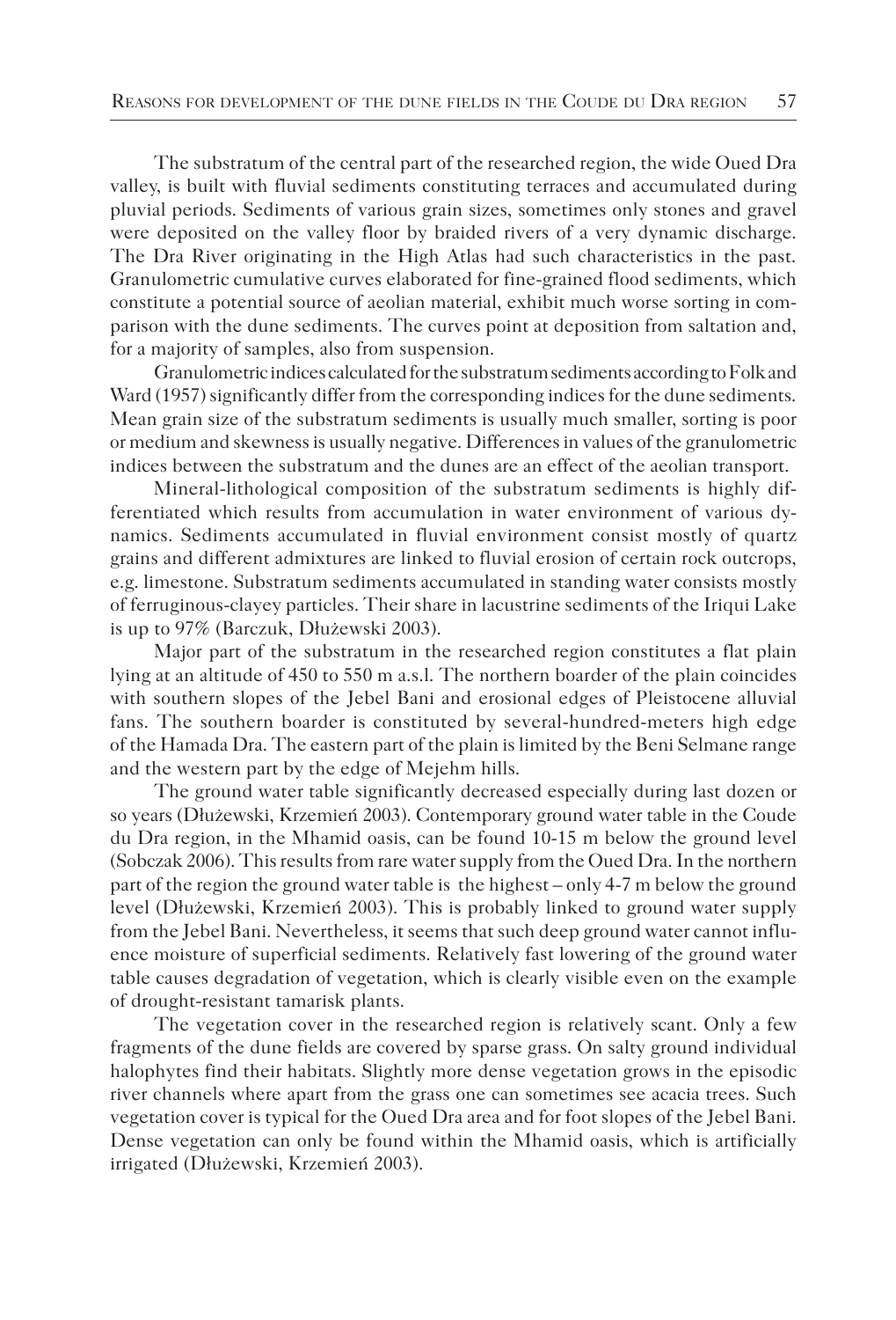The substratum of the central part of the researched region, the wide Oued Dra valley, is built with fluvial sediments constituting terraces and accumulated during pluvial periods. Sediments of various grain sizes, sometimes only stones and gravel were deposited on the valley floor by braided rivers of a very dynamic discharge. The Dra River originating in the High Atlas had such characteristics in the past. Granulometric cumulative curves elaborated for fine-grained flood sediments, which constitute a potential source of aeolian material, exhibit much worse sorting in comparison with the dune sediments. The curves point at deposition from saltation and, for a majority of samples, also from suspension.

Granulometric indices calculated for the substratum sediments according to Folk and Ward (1957) significantly differ from the corresponding indices for the dune sediments. Mean grain size of the substratum sediments is usually much smaller, sorting is poor or medium and skewness is usually negative. Differences in values of the granulometric indices between the substratum and the dunes are an effect of the aeolian transport.

Mineral-lithological composition of the substratum sediments is highly differentiated which results from accumulation in water environment of various dynamics. Sediments accumulated in fluvial environment consist mostly of quartz grains and different admixtures are linked to fluvial erosion of certain rock outcrops, e.g. limestone. Substratum sediments accumulated in standing water consists mostly of ferruginous-clayey particles. Their share in lacustrine sediments of the Iriqui Lake is up to 97% (Barczuk, Dłużewski 2003).

Major part of the substratum in the researched region constitutes a flat plain lying at an altitude of 450 to 550 m a.s.l. The northern boarder of the plain coincides with southern slopes of the Jebel Bani and erosional edges of Pleistocene alluvial fans. The southern boarder is constituted by several-hundred-meters high edge of the Hamada Dra. The eastern part of the plain is limited by the Beni Selmane range and the western part by the edge of Mejehm hills.

The ground water table significantly decreased especially during last dozen or so years (Dłużewski, Krzemień 2003). Contemporary ground water table in the Coude du Dra region, in the Mhamid oasis, can be found 10-15 m below the ground level (Sobczak 2006). This results from rare water supply from the Oued Dra. In the northern part of the region the ground water table is the highest – only 4-7 m below the ground level (Dłużewski, Krzemień 2003). This is probably linked to ground water supply from the Jebel Bani. Nevertheless, it seems that such deep ground water cannot influence moisture of superficial sediments. Relatively fast lowering of the ground water table causes degradation of vegetation, which is clearly visible even on the example of drought-resistant tamarisk plants.

The vegetation cover in the researched region is relatively scant. Only a few fragments of the dune fields are covered by sparse grass. On salty ground individual halophytes find their habitats. Slightly more dense vegetation grows in the episodic river channels where apart from the grass one can sometimes see acacia trees. Such vegetation cover is typical for the Oued Dra area and for foot slopes of the Jebel Bani. Dense vegetation can only be found within the Mhamid oasis, which is artificially irrigated (Dłużewski, Krzemień 2003).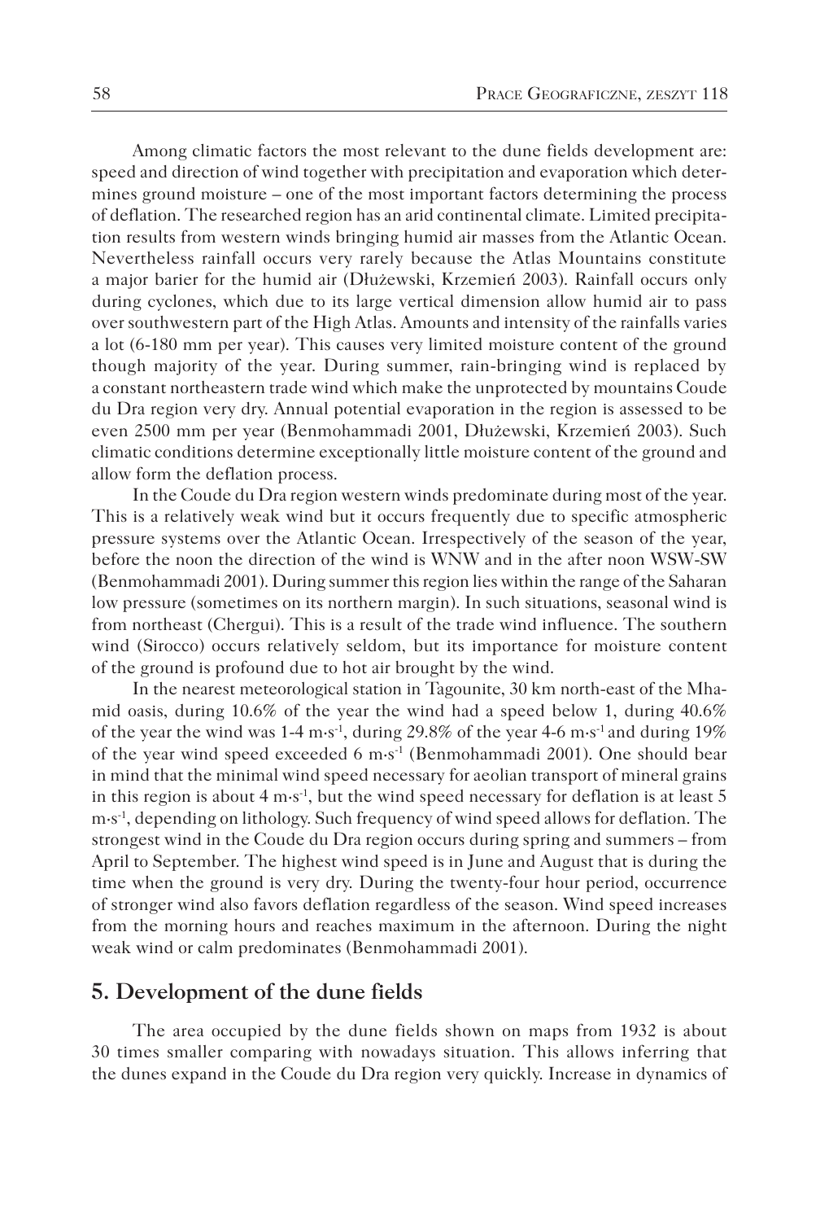Among climatic factors the most relevant to the dune fields development are: speed and direction of wind together with precipitation and evaporation which determines ground moisture – one of the most important factors determining the process of deflation. The researched region has an arid continental climate. Limited precipitation results from western winds bringing humid air masses from the Atlantic Ocean. Nevertheless rainfall occurs very rarely because the Atlas Mountains constitute a major barier for the humid air (Dłużewski, Krzemień 2003). Rainfall occurs only during cyclones, which due to its large vertical dimension allow humid air to pass over southwestern part of the High Atlas. Amounts and intensity of the rainfalls varies a lot (6-180 mm per year). This causes very limited moisture content of the ground though majority of the year. During summer, rain-bringing wind is replaced by a constant northeastern trade wind which make the unprotected by mountains Coude du Dra region very dry. Annual potential evaporation in the region is assessed to be even 2500 mm per year (Benmohammadi 2001, Dłużewski, Krzemień 2003). Such climatic conditions determine exceptionally little moisture content of the ground and allow form the deflation process.

In the Coude du Dra region western winds predominate during most of the year. This is a relatively weak wind but it occurs frequently due to specific atmospheric pressure systems over the Atlantic Ocean. Irrespectively of the season of the year, before the noon the direction of the wind is WNW and in the after noon WSW-SW (Benmohammadi 2001). During summer this region lies within the range of the Saharan low pressure (sometimes on its northern margin). In such situations, seasonal wind is from northeast (Chergui). This is a result of the trade wind influence. The southern wind (Sirocco) occurs relatively seldom, but its importance for moisture content of the ground is profound due to hot air brought by the wind.

In the nearest meteorological station in Tagounite, 30 km north-east of the Mhamid oasis, during 10.6% of the year the wind had a speed below 1, during 40.6% of the year the wind was 1-4 $m \cdot s^{-1}$, during 29.8% of the year 4-6 $m \cdot s^{-1}$ and during 19% of the year wind speed exceeded 6 $m \cdot s^{-1}$ (Benmohammadi 2001). One should bear in mind that the minimal wind speed necessary for aeolian transport of mineral grains in this region is about 4 $m \cdot s^{-1}$, but the wind speed necessary for deflation is at least 5 $m \cdot s^{-1}$, depending on lithology. Such frequency of wind speed allows for deflation. The strongest wind in the Coude du Dra region occurs during spring and summers – from April to September. The highest wind speed is in June and August that is during the time when the ground is very dry. During the twenty-four hour period, occurrence of stronger wind also favors deflation regardless of the season. Wind speed increases from the morning hours and reaches maximum in the afternoon. During the night weak wind or calm predominates (Benmohammadi 2001).

## 5. Development of the dune fields

The area occupied by the dune fields shown on maps from 1932 is about 30 times smaller comparing with nowadays situation. This allows inferring that the dunes expand in the Coude du Dra region very quickly. Increase in dynamics of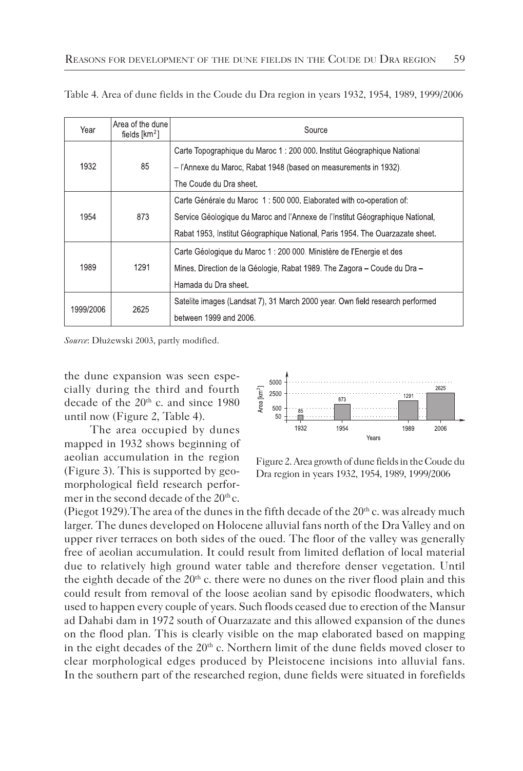Table 4. Area of dune fields in the Coude du Dra region in years 1932, 1954, 1989, 1999/2006

| Year | Area of the dune fields [km²] | Source |
|---|---|---|
| 1932 | 85 | Carte Topographique du Maroc 1 : 200 000. Institut Géographique National – l'Annexe du Maroc, Rabat 1948 (based on measurements in 1932). The Coude du Dra sheet. |
| 1954 | 873 | Carte Générale du Maroc 1 : 500 000. Elaborated with co-operation of: Service Géologique du Maroc and l'Annexe de l'Institut Géographique National, Rabat 1953, Institut Géographique National, Paris 1954. The Ouarzazate sheet. |
| 1989 | 1291 | Carte Géologique du Maroc 1 : 200 000. Ministère de l'Energie et des Mines. Direction de la Géologie, Rabat 1989. The Zagora – Coude du Dra – Hamada du Dra sheet. |
| 1999/2006 | 2625 | Satelite images (Landsat 7), 31 March 2000 year. Own field research performed between 1999 and 2006. |

*Source*: Dłużewski 2003, partly modified.

the dune expansion was seen especially during the third and fourth decade of the 20th c. and since 1980 until now (Figure 2, Table 4).

Area [km²]
5000
2500
500
50
85
873
1291
2625
1932
1954
1989
2006
Years

Figure 2. Area growth of dune fields in the Coude du Dra region in years 1932, 1954, 1989, 1999/2006

The area occupied by dunes mapped in 1932 shows beginning of aeolian accumulation in the region (Figure 3). This is supported by geomorphological field research performer in the second decade of the 20th c. (Piegot 1929). The area of the dunes in the fifth decade of the 20th c. was already much larger. The dunes developed on Holocene alluvial fans north of the Dra Valley and on upper river terraces on both sides of the oued. The floor of the valley was generally free of aeolian accumulation. It could result from limited deflation of local material due to relatively high ground water table and therefore denser vegetation. Until the eighth decade of the 20th c. there were no dunes on the river flood plain and this could result from removal of the loose aeolian sand by episodic floodwaters, which used to happen every couple of years. Such floods ceased due to erection of the Mansur ad Dahabi dam in 1972 south of Ouarzazate and this allowed expansion of the dunes on the flood plan. This is clearly visible on the map elaborated based on mapping in the eight decades of the 20th c. Northern limit of the dune fields moved closer to clear morphological edges produced by Pleistocene incisions into alluvial fans. In the southern part of the researched region, dune fields were situated in forefields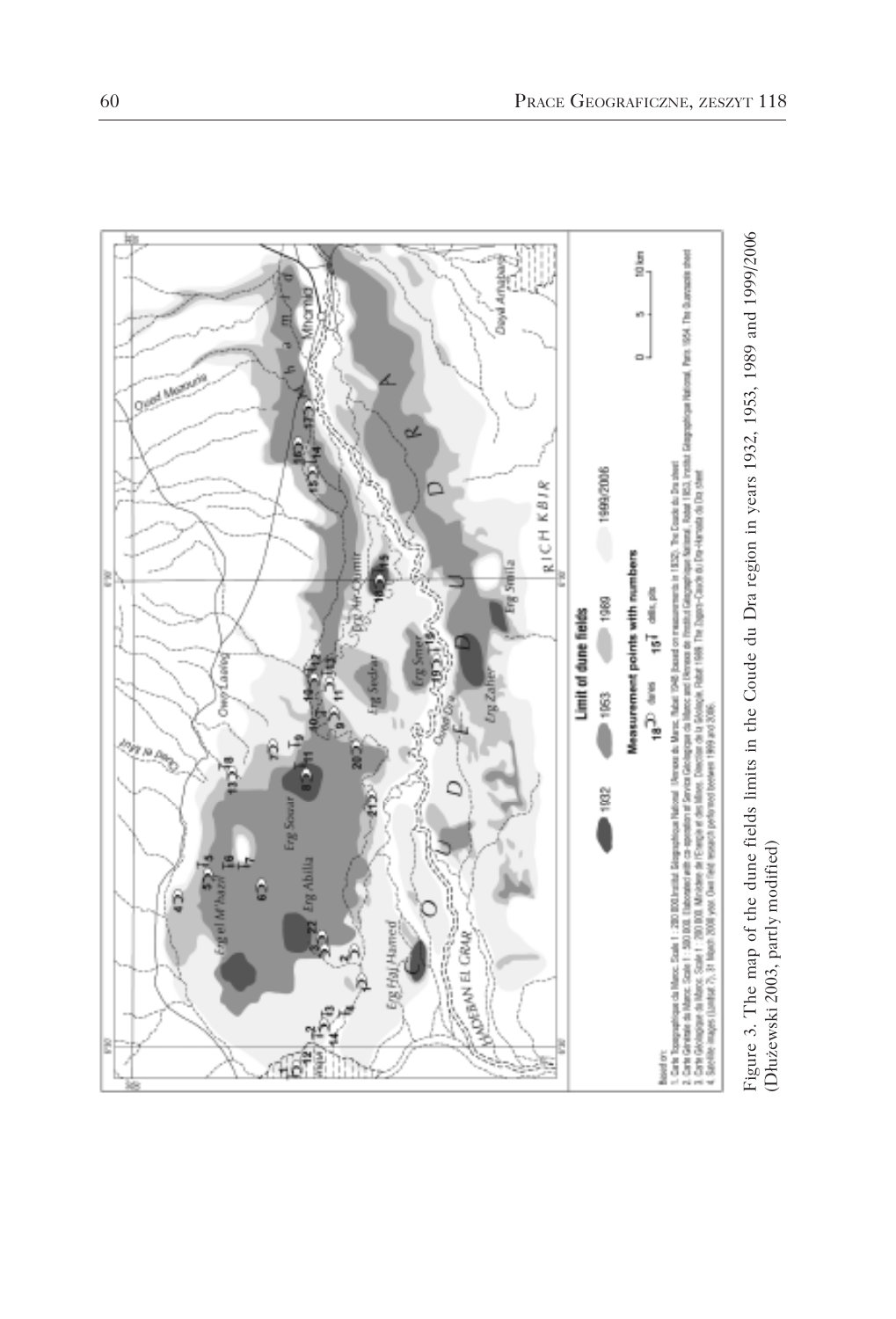Figure 3. The map of the dune fields limits in the Coude du Dra region in years 1932, 1953, 1989 and 1999/2006 (Dłużewski 2003, partly modified)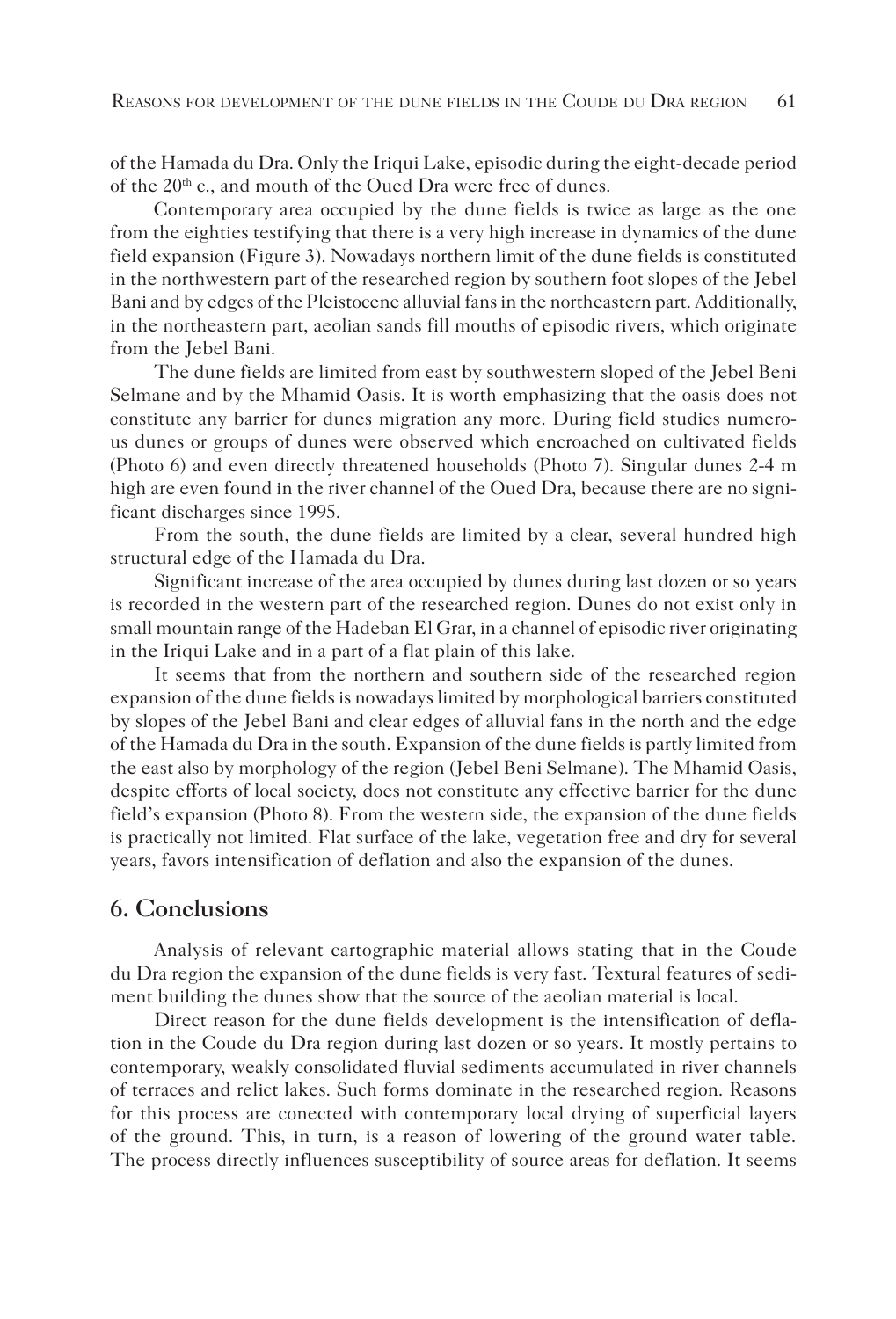of the Hamada du Dra. Only the Iriqui Lake, episodic during the eight-decade period of the 20th c., and mouth of the Oued Dra were free of dunes.

Contemporary area occupied by the dune fields is twice as large as the one from the eighties testifying that there is a very high increase in dynamics of the dune field expansion (Figure 3). Nowadays northern limit of the dune fields is constituted in the northwestern part of the researched region by southern foot slopes of the Jebel Bani and by edges of the Pleistocene alluvial fans in the northeastern part. Additionally, in the northeastern part, aeolian sands fill mouths of episodic rivers, which originate from the Jebel Bani.

The dune fields are limited from east by southwestern sloped of the Jebel Beni Selmane and by the Mhamid Oasis. It is worth emphasizing that the oasis does not constitute any barrier for dunes migration any more. During field studies numerous dunes or groups of dunes were observed which encroached on cultivated fields (Photo 6) and even directly threatened households (Photo 7). Singular dunes 2-4 m high are even found in the river channel of the Oued Dra, because there are no significant discharges since 1995.

From the south, the dune fields are limited by a clear, several hundred high structural edge of the Hamada du Dra.

Significant increase of the area occupied by dunes during last dozen or so years is recorded in the western part of the researched region. Dunes do not exist only in small mountain range of the Hadeban El Grar, in a channel of episodic river originating in the Iriqui Lake and in a part of a flat plain of this lake.

It seems that from the northern and southern side of the researched region expansion of the dune fields is nowadays limited by morphological barriers constituted by slopes of the Jebel Bani and clear edges of alluvial fans in the north and the edge of the Hamada du Dra in the south. Expansion of the dune fields is partly limited from the east also by morphology of the region (Jebel Beni Selmane). The Mhamid Oasis, despite efforts of local society, does not constitute any effective barrier for the dune field's expansion (Photo 8). From the western side, the expansion of the dune fields is practically not limited. Flat surface of the lake, vegetation free and dry for several years, favors intensification of deflation and also the expansion of the dunes.

## 6. Conclusions

Analysis of relevant cartographic material allows stating that in the Coude du Dra region the expansion of the dune fields is very fast. Textural features of sediment building the dunes show that the source of the aeolian material is local.

Direct reason for the dune fields development is the intensification of deflation in the Coude du Dra region during last dozen or so years. It mostly pertains to contemporary, weakly consolidated fluvial sediments accumulated in river channels of terraces and relict lakes. Such forms dominate in the researched region. Reasons for this process are conected with contemporary local drying of superficial layers of the ground. This, in turn, is a reason of lowering of the ground water table. The process directly influences susceptibility of source areas for deflation. It seems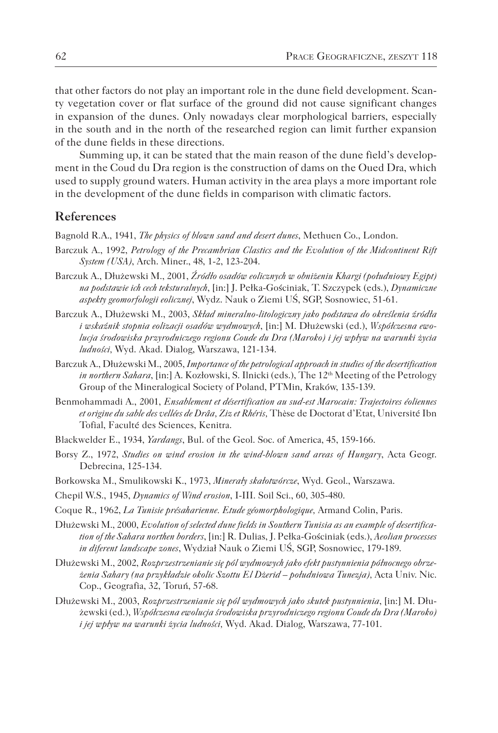that other factors do not play an important role in the dune field development. Scanty vegetation cover or flat surface of the ground did not cause significant changes in expansion of the dunes. Only nowadays clear morphological barriers, especially in the south and in the north of the researched region can limit further expansion of the dune fields in these directions.

Summing up, it can be stated that the main reason of the dune field's development in the Coud du Dra region is the construction of dams on the Oued Dra, which used to supply ground waters. Human activity in the area plays a more important role in the development of the dune fields in comparison with climatic factors.

## References

Bagnold R.A., 1941, *The physics of blown sand and desert dunes*, Methuen Co., London.

Barczuk A., 1992, *Petrology of the Precambrian Clastics and the Evolution of the Midcontinent Rift System (USA)*, Arch. Miner., 48, 1-2, 123-204.

Barczuk A., Dłużewski M., 2001, *Źródło osadów eolicznych w obniżeniu Khargi (południowy Egipt) na podstawie ich cech teksturalnych*, [in:] J. Pełka-Gościniak, T. Szczypek (eds.), *Dynamiczne aspekty geomorfologii eolicznej*, Wydz. Nauk o Ziemi UŚ, SGP, Sosnowiec, 51-61.

Barczuk A., Dłużewski M., 2003, *Skład mineralno-litologiczny jako podstawa do określenia źródła i wskaźnik stopnia eolizacji osadów wydmowych*, [in:] M. Dłużewski (ed.), *Współczesna ewolucja środowiska przyrodniczego regionu Coude du Dra (Maroko) i jej wpływ na warunki życia ludności*, Wyd. Akad. Dialog, Warszawa, 121-134.

Barczuk A., Dłużewski M., 2005, *Importance of the petrological approach in studies of the desertification in northern Sahara*, [in:] A. Kozłowski, S. Ilnicki (eds.), The 12th Meeting of the Petrology Group of the Mineralogical Society of Poland, PTMin, Kraków, 135-139.

Benmohammadi A., 2001, *Ensablement et désertification au sud-est Marocain: Trajectoires éoliennes et origine du sable des vellées de Drâa, Ziz et Rhéris*, Thèse de Doctorat d'Etat, Université Ibn Tofial, Faculté des Sciences, Kenitra.

Blackwelder E., 1934, *Yardangs*, Bul. of the Geol. Soc. of America, 45, 159-166.

Borsy Z., 1972, *Studies on wind erosion in the wind-blown sand areas of Hungary*, Acta Geogr. Debrecina, 125-134.

Borkowska M., Smulikowski K., 1973, *Minerały skałotwórcze*, Wyd. Geol., Warszawa.

Chepil W.S., 1945, *Dynamics of Wind erosion*, I-III. Soil Sci., 60, 305-480.

Coque R., 1962, *La Tunisie présaharienne. Etude géomorphologique*, Armand Colin, Paris.

Dłużewski M., 2000, *Evolution of selected dune fields in Southern Tunisia as an example of desertification of the Sahara northen borders*, [in:] R. Dulias, J. Pełka-Gościniak (eds.), *Aeolian processes in diferent landscape zones*, Wydział Nauk o Ziemi UŚ, SGP, Sosnowiec, 179-189.

Dłużewski M., 2002, *Rozprzestrzenianie się pól wydmowych jako efekt pustynnienia północnego obrzeżenia Sahary (na przykładzie okolic Szottu El Dżerid – południowa Tunezja)*, Acta Univ. Nic. Cop., Geografia, 32, Toruń, 57-68.

Dłużewski M., 2003, *Rozprzestrzenianie się pól wydmowych jako skutek pustynnienia*, [in:] M. Dłużewski (ed.), *Współczesna ewolucja środowiska przyrodniczego regionu Coude du Dra (Maroko) i jej wpływ na warunki życia ludności*, Wyd. Akad. Dialog, Warszawa, 77-101.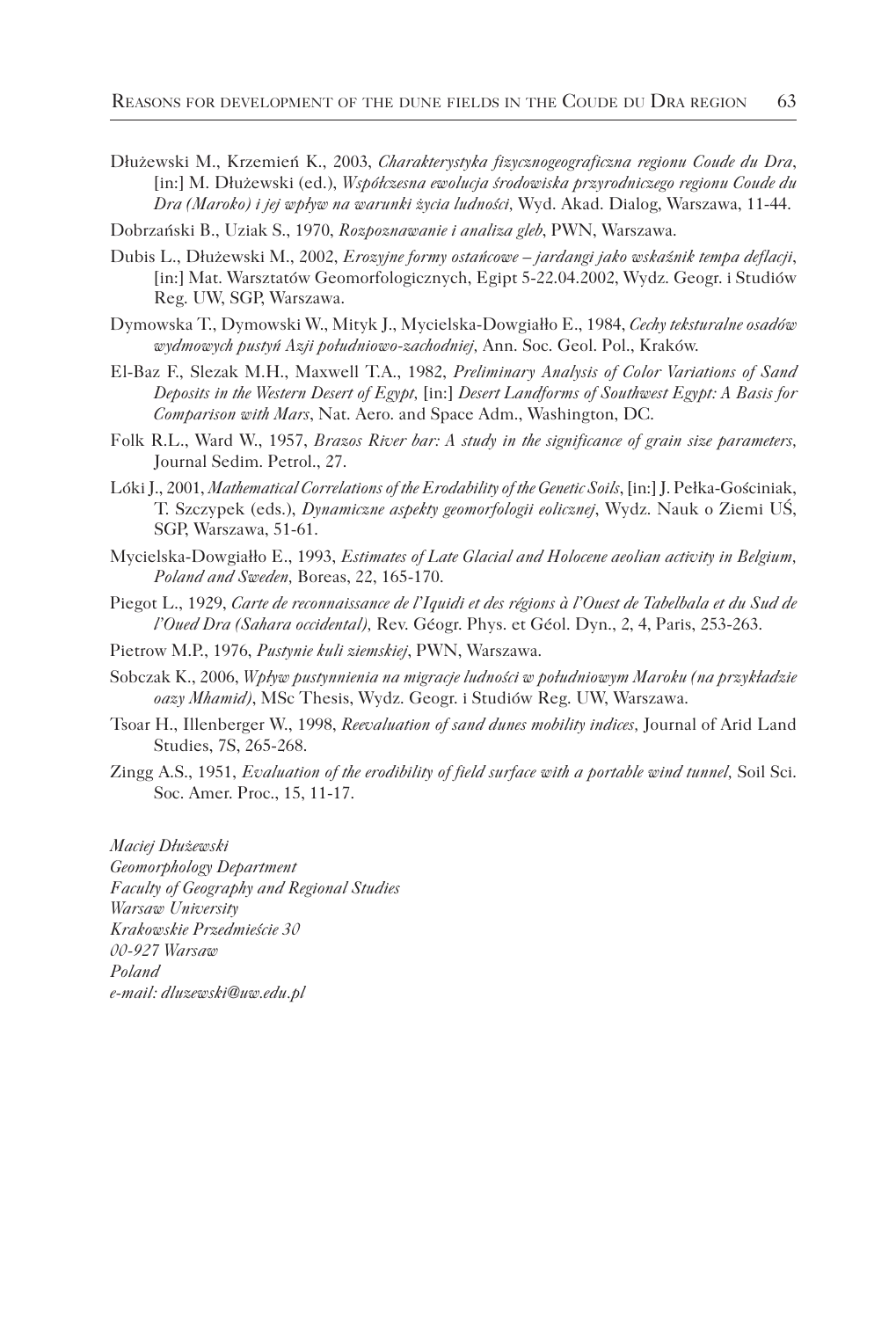Dłużewski M., Krzemień K., 2003, *Charakterystyka fizycznogeograficzna regionu Coude du Dra*, [in:] M. Dłużewski (ed.), *Współczesna ewolucja środowiska przyrodniczego regionu Coude du Dra (Maroko) i jej wpływ na warunki życia ludności*, Wyd. Akad. Dialog, Warszawa, 11-44.

Dobrzański B., Uziak S., 1970, *Rozpoznawanie i analiza gleb*, PWN, Warszawa.

Dubis L., Dłużewski M., 2002, *Erozyjne formy ostańcowe – jardangi jako wskaźnik tempa deflacji*, [in:] Mat. Warsztatów Geomorfologicznych, Egipt 5-22.04.2002, Wydz. Geogr. i Studiów Reg. UW, SGP, Warszawa.

Dymowska T., Dymowski W., Mityk J., Mycielska-Dowgiałło E., 1984, *Cechy teksturalne osadów wydmowych pustyń Azji południowo-zachodniej*, Ann. Soc. Geol. Pol., Kraków.

El-Baz F., Slezak M.H., Maxwell T.A., 1982, *Preliminary Analysis of Color Variations of Sand Deposits in the Western Desert of Egypt*, [in:] *Desert Landforms of Southwest Egypt: A Basis for Comparison with Mars*, Nat. Aero. and Space Adm., Washington, DC.

Folk R.L., Ward W., 1957, *Brazos River bar: A study in the significance of grain size parameters*, Journal Sedim. Petrol., 27.

Lóki J., 2001, *Mathematical Correlations of the Erodability of the Genetic Soils*, [in:] J. Pełka-Gościniak, T. Szczypek (eds.), *Dynamiczne aspekty geomorfologii eolicznej*, Wydz. Nauk o Ziemi UŚ, SGP, Warszawa, 51-61.

Mycielska-Dowgiałło E., 1993, *Estimates of Late Glacial and Holocene aeolian activity in Belgium, Poland and Sweden*, Boreas, 22, 165-170.

Piegot L., 1929, *Carte de reconnaissance de l'Iquidi et des régions à l'Ouest de Tabelbala et du Sud de l'Oued Dra (Sahara occidental)*, Rev. Géogr. Phys. et Géol. Dyn., 2, 4, Paris, 253-263.

Pietrow M.P., 1976, *Pustynie kuli ziemskiej*, PWN, Warszawa.

Sobczak K., 2006, *Wpływ pustynnienia na migracje ludności w południowym Maroku (na przykładzie oazy Mhamid)*, MSc Thesis, Wydz. Geogr. i Studiów Reg. UW, Warszawa.

Tsoar H., Illenberger W., 1998, *Reevaluation of sand dunes mobility indices*, Journal of Arid Land Studies, 7S, 265-268.

Zingg A.S., 1951, *Evaluation of the erodibility of field surface with a portable wind tunnel*, Soil Sci. Soc. Amer. Proc., 15, 11-17.

*Maciej Dłużewski*
*Geomorphology Department*
*Faculty of Geography and Regional Studies*
*Warsaw University*
*Krakowskie Przedmieście 30*
*00-927 Warsaw*
*Poland*
*e-mail: dluzewski@uw.edu.pl*